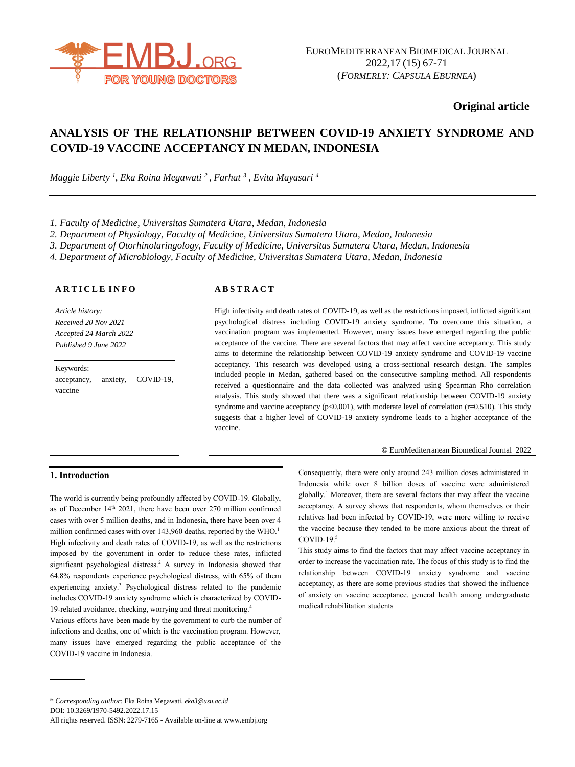**Original article**

# ANALYSIS OF THE RELATIONSHIP BETWEEN COVID-19 ANXIETY SYNDROME AND COVID-19 VACCINE ACCEPTANCY IN MEDAN, INDONESIA

*Maggie Liberty [1], Eka Roina Megawati [2], Farhat [3], Evita Mayasari [4]*

1. *Faculty of Medicine, Universitas Sumatera Utara, Medan, Indonesia*
2. *Department of Physiology, Faculty of Medicine, Universitas Sumatera Utara, Medan, Indonesia*
3. *Department of Otorhinolaringology, Faculty of Medicine, Universitas Sumatera Utara, Medan, Indonesia*
4. *Department of Microbiology, Faculty of Medicine, Universitas Sumatera Utara, Medan, Indonesia*

### ARTICLE INFO

*Article history:*
*Received 20 Nov 2021*
*Accepted 24 March 2022*
*Published 9 June 2022*

Keywords:
acceptancy, anxiety, COVID-19, vaccine

### ABSTRACT

High infectivity and death rates of COVID-19, as well as the restrictions imposed, inflicted significant psychological distress including COVID-19 anxiety syndrome. To overcome this situation, a vaccination program was implemented. However, many issues have emerged regarding the public acceptance of the vaccine. There are several factors that may affect vaccine acceptancy. This study aims to determine the relationship between COVID-19 anxiety syndrome and COVID-19 vaccine acceptancy. This research was developed using a cross-sectional research design. The samples included people in Medan, gathered based on the consecutive sampling method. All respondents received a questionnaire and the data collected was analyzed using Spearman Rho correlation analysis. This study showed that there was a significant relationship between COVID-19 anxiety syndrome and vaccine acceptancy ($p<0,001$), with moderate level of correlation ($r=0,510$). This study suggests that a higher level of COVID-19 anxiety syndrome leads to a higher acceptance of the vaccine.

© EuroMediterranean Biomedical Journal 2022

## 1. Introduction

The world is currently being profoundly affected by COVID-19. Globally, as of December 14th 2021, there have been over 270 million confirmed cases with over 5 million deaths, and in Indonesia, there have been over 4 million confirmed cases with over 143,960 deaths, reported by the WHO.[1] High infectivity and death rates of COVID-19, as well as the restrictions imposed by the government in order to reduce these rates, inflicted significant psychological distress.[2] A survey in Indonesia showed that 64.8% respondents experience psychological distress, with 65% of them experiencing anxiety.[3] Psychological distress related to the pandemic includes COVID-19 anxiety syndrome which is characterized by COVID-19-related avoidance, checking, worrying and threat monitoring.[4]

Various efforts have been made by the government to curb the number of infections and deaths, one of which is the vaccination program. However, many issues have emerged regarding the public acceptance of the COVID-19 vaccine in Indonesia.

Consequently, there were only around 243 million doses administered in Indonesia while over 8 billion doses of vaccine were administered globally.[1] Moreover, there are several factors that may affect the vaccine acceptancy. A survey shows that respondents, whom themselves or their relatives had been infected by COVID-19, were more willing to receive the vaccine because they tended to be more anxious about the threat of COVID-19.[5]

This study aims to find the factors that may affect vaccine acceptancy in order to increase the vaccination rate. The focus of this study is to find the relationship between COVID-19 anxiety syndrome and vaccine acceptancy, as there are some previous studies that showed the influence of anxiety on vaccine acceptance. general health among undergraduate medical rehabilitation students

\* *Corresponding author*: Eka Roina Megawati, *eka3@usu.ac.id*
DOI: 10.3269/1970-5492.2022.17.15
All rights reserved. ISSN: 2279-7165 - Available on-line at www.embj.org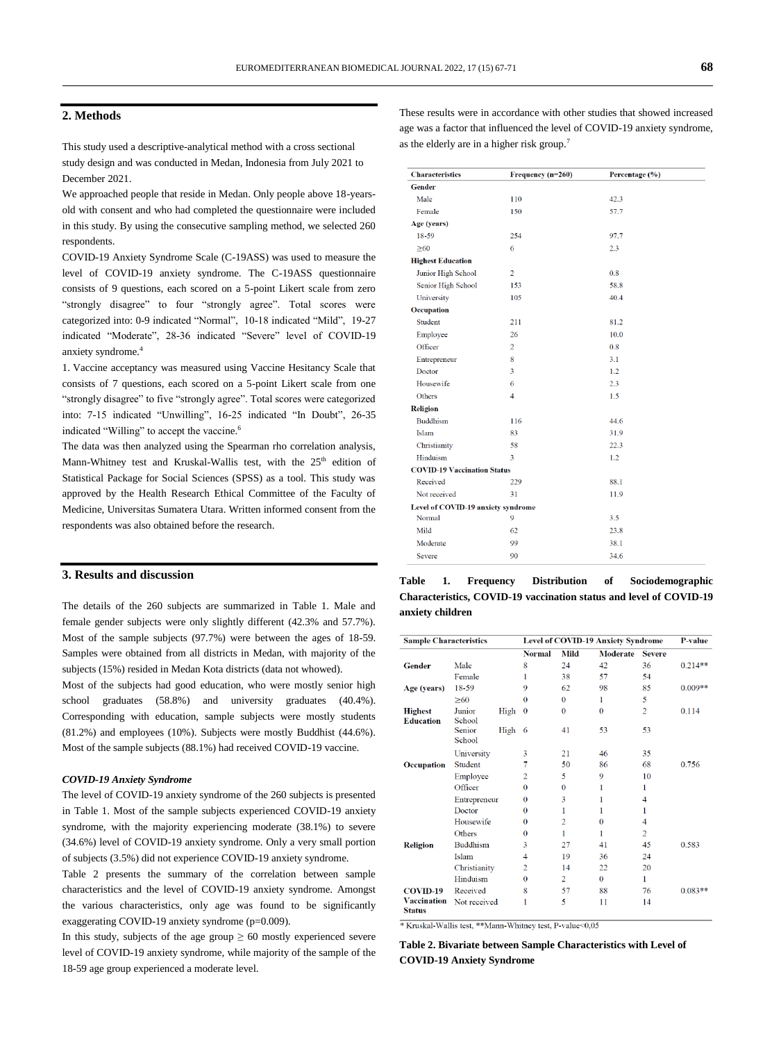## 2. Methods

This study used a descriptive-analytical method with a cross sectional study design and was conducted in Medan, Indonesia from July 2021 to December 2021.

We approached people that reside in Medan. Only people above 18-years-old with consent and who had completed the questionnaire were included in this study. By using the consecutive sampling method, we selected 260 respondents.

COVID-19 Anxiety Syndrome Scale (C-19ASS) was used to measure the level of COVID-19 anxiety syndrome. The C-19ASS questionnaire consists of 9 questions, each scored on a 5-point Likert scale from zero "strongly disagree" to four "strongly agree". Total scores were categorized into: 0-9 indicated "Normal", 10-18 indicated "Mild", 19-27 indicated "Moderate", 28-36 indicated "Severe" level of COVID-19 anxiety syndrome.[4]

1. Vaccine acceptancy was measured using Vaccine Hesitancy Scale that consists of 7 questions, each scored on a 5-point Likert scale from one "strongly disagree" to five "strongly agree". Total scores were categorized into: 7-15 indicated "Unwilling", 16-25 indicated "In Doubt", 26-35 indicated "Willing" to accept the vaccine.[6]

The data was then analyzed using the Spearman rho correlation analysis, Mann-Whitney test and Kruskal-Wallis test, with the 25th edition of Statistical Package for Social Sciences (SPSS) as a tool. This study was approved by the Health Research Ethical Committee of the Faculty of Medicine, Universitas Sumatera Utara. Written informed consent from the respondents was also obtained before the research.

## 3. Results and discussion

The details of the 260 subjects are summarized in Table 1. Male and female gender subjects were only slightly different (42.3% and 57.7%). Most of the sample subjects (97.7%) were between the ages of 18-59. Samples were obtained from all districts in Medan, with majority of the subjects (15%) resided in Medan Kota districts (data not whowed).

Most of the subjects had good education, who were mostly senior high school graduates (58.8%) and university graduates (40.4%). Corresponding with education, sample subjects were mostly students (81.2%) and employees (10%). Subjects were mostly Buddhist (44.6%). Most of the sample subjects (88.1%) had received COVID-19 vaccine.

### *COVID-19 Anxiety Syndrome*

The level of COVID-19 anxiety syndrome of the 260 subjects is presented in Table 1. Most of the sample subjects experienced COVID-19 anxiety syndrome, with the majority experiencing moderate (38.1%) to severe (34.6%) level of COVID-19 anxiety syndrome. Only a very small portion of subjects (3.5%) did not experience COVID-19 anxiety syndrome.

Table 2 presents the summary of the correlation between sample characteristics and the level of COVID-19 anxiety syndrome. Amongst the various characteristics, only age was found to be significantly exaggerating COVID-19 anxiety syndrome (p=0.009).

In this study, subjects of the age group ≥ 60 mostly experienced severe level of COVID-19 anxiety syndrome, while majority of the sample of the 18-59 age group experienced a moderate level.

These results were in accordance with other studies that showed increased age was a factor that influenced the level of COVID-19 anxiety syndrome, as the elderly are in a higher risk group.[7]

| Characteristics | Frequency (n=260) | Percentage (%) |
|---|---|---|
| **Gender** | | |
| Male | 110 | 42.3 |
| Female | 150 | 57.7 |
| **Age (years)** | | |
| 18-59 | 254 | 97.7 |
| ≥60 | 6 | 2.3 |
| **Highest Education** | | |
| Junior High School | 2 | 0.8 |
| Senior High School | 153 | 58.8 |
| University | 105 | 40.4 |
| **Occupation** | | |
| Student | 211 | 81.2 |
| Employee | 26 | 10.0 |
| Officer | 2 | 0.8 |
| Entrepreneur | 8 | 3.1 |
| Doctor | 3 | 1.2 |
| Housewife | 6 | 2.3 |
| Others | 4 | 1.5 |
| **Religion** | | |
| Buddhism | 116 | 44.6 |
| Islam | 83 | 31.9 |
| Christianity | 58 | 22.3 |
| Hinduism | 3 | 1.2 |
| **COVID-19 Vaccination Status** | | |
| Received | 229 | 88.1 |
| Not received | 31 | 11.9 |
| **Level of COVID-19 anxiety syndrome** | | |
| Normal | 9 | 3.5 |
| Mild | 62 | 23.8 |
| Moderate | 99 | 38.1 |
| Severe | 90 | 34.6 |

**Table 1. Frequency Distribution of Sociodemographic Characteristics, COVID-19 vaccination status and level of COVID-19 anxiety children**

| Sample Characteristics | | Level of COVID-19 Anxiety Syndrome | | | | P-value |
|---|---|---|---|---|---|---|
| | | Normal | Mild | Moderate | Severe | |
| **Gender** | Male | 8 | 24 | 42 | 36 | 0.214** |
| | Female | 1 | 38 | 57 | 54 | |
| **Age (years)** | 18-59 | 9 | 62 | 98 | 85 | 0.009** |
| | ≥60 | 0 | 0 | 1 | 5 | |
| **Highest Education** | Junior High School | 0 | 0 | 0 | 2 | 0.114 |
| | Senior High School | 6 | 41 | 53 | 53 | |
| | University | 3 | 21 | 46 | 35 | |
| **Occupation** | Student | 7 | 50 | 86 | 68 | 0.756 |
| | Employee | 2 | 5 | 9 | 10 | |
| | Officer | 0 | 0 | 1 | 1 | |
| | Entrepreneur | 0 | 3 | 1 | 4 | |
| | Doctor | 0 | 1 | 1 | 1 | |
| | Housewife | 0 | 2 | 0 | 4 | |
| | Others | 0 | 1 | 1 | 2 | |
| **Religion** | Buddhism | 3 | 27 | 41 | 45 | 0.583 |
| | Islam | 4 | 19 | 36 | 24 | |
| | Christianity | 2 | 14 | 22 | 20 | |
| | Hinduism | 0 | 2 | 0 | 1 | |
| **COVID-19 Vaccination Status** | Received | 8 | 57 | 88 | 76 | 0.083** |
| | Not received | 1 | 5 | 11 | 14 | |

\* Kruskal-Wallis test, **Mann-Whitney test, P-value<0,05

**Table 2. Bivariate between Sample Characteristics with Level of COVID-19 Anxiety Syndrome**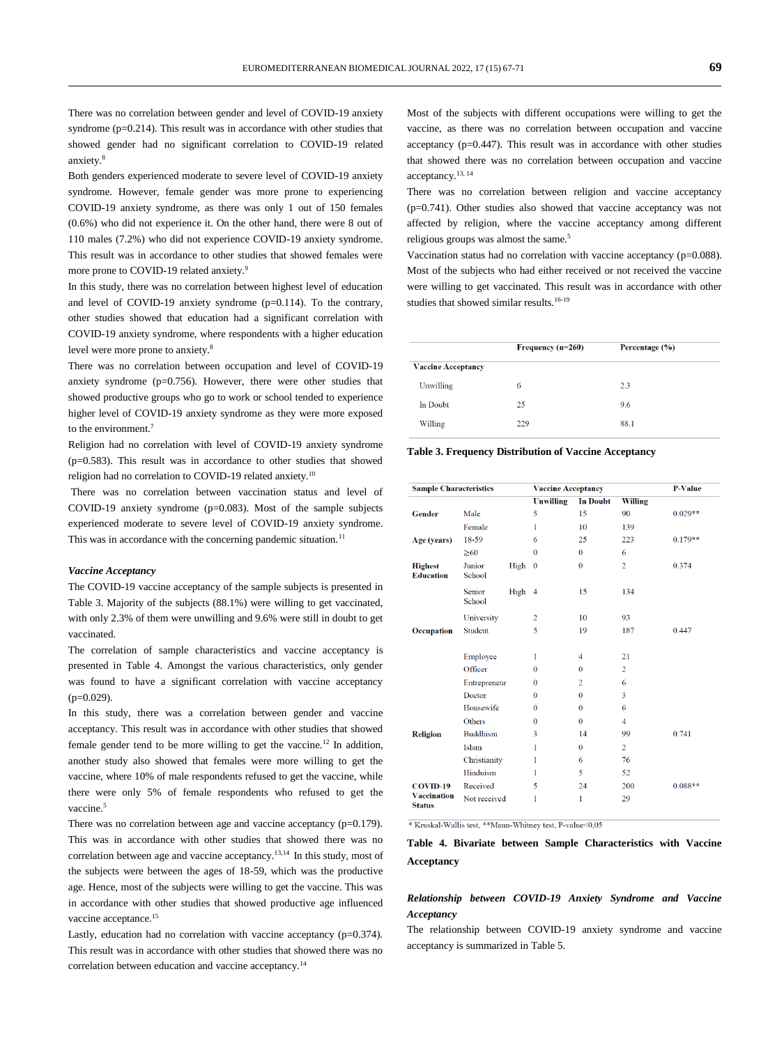There was no correlation between gender and level of COVID-19 anxiety syndrome (p=0.214). This result was in accordance with other studies that showed gender had no significant correlation to COVID-19 related anxiety.[8]

Both genders experienced moderate to severe level of COVID-19 anxiety syndrome. However, female gender was more prone to experiencing COVID-19 anxiety syndrome, as there was only 1 out of 150 females (0.6%) who did not experience it. On the other hand, there were 8 out of 110 males (7.2%) who did not experience COVID-19 anxiety syndrome. This result was in accordance to other studies that showed females were more prone to COVID-19 related anxiety.[9]

In this study, there was no correlation between highest level of education and level of COVID-19 anxiety syndrome (p=0.114). To the contrary, other studies showed that education had a significant correlation with COVID-19 anxiety syndrome, where respondents with a higher education level were more prone to anxiety.[8]

There was no correlation between occupation and level of COVID-19 anxiety syndrome (p=0.756). However, there were other studies that showed productive groups who go to work or school tended to experience higher level of COVID-19 anxiety syndrome as they were more exposed to the environment.[7]

Religion had no correlation with level of COVID-19 anxiety syndrome (p=0.583). This result was in accordance to other studies that showed religion had no correlation to COVID-19 related anxiety.[10]

There was no correlation between vaccination status and level of COVID-19 anxiety syndrome (p=0.083). Most of the sample subjects experienced moderate to severe level of COVID-19 anxiety syndrome. This was in accordance with the concerning pandemic situation.[11]

### *Vaccine Acceptancy*

The COVID-19 vaccine acceptancy of the sample subjects is presented in Table 3. Majority of the subjects (88.1%) were willing to get vaccinated, with only 2.3% of them were unwilling and 9.6% were still in doubt to get vaccinated.

The correlation of sample characteristics and vaccine acceptancy is presented in Table 4. Amongst the various characteristics, only gender was found to have a significant correlation with vaccine acceptancy (p=0.029).

In this study, there was a correlation between gender and vaccine acceptancy. This result was in accordance with other studies that showed female gender tend to be more willing to get the vaccine.[12] In addition, another study also showed that females were more willing to get the vaccine, where 10% of male respondents refused to get the vaccine, while there were only 5% of female respondents who refused to get the vaccine.[5]

There was no correlation between age and vaccine acceptancy (p=0.179). This was in accordance with other studies that showed there was no correlation between age and vaccine acceptancy.[13,14] In this study, most of the subjects were between the ages of 18-59, which was the productive age. Hence, most of the subjects were willing to get the vaccine. This was in accordance with other studies that showed productive age influenced vaccine acceptance.[15]

Lastly, education had no correlation with vaccine acceptancy (p=0.374). This result was in accordance with other studies that showed there was no correlation between education and vaccine acceptancy.[14]

Most of the subjects with different occupations were willing to get the vaccine, as there was no correlation between occupation and vaccine acceptancy (p=0.447). This result was in accordance with other studies that showed there was no correlation between occupation and vaccine acceptancy.[13, 14]

There was no correlation between religion and vaccine acceptancy (p=0.741). Other studies also showed that vaccine acceptancy was not affected by religion, where the vaccine acceptancy among different religious groups was almost the same.[5]

Vaccination status had no correlation with vaccine acceptancy (p=0.088). Most of the subjects who had either received or not received the vaccine were willing to get vaccinated. This result was in accordance with other studies that showed similar results.[16-19]

| | Frequency (n=260) | Percentage (%) |
|---|---|---|
| **Vaccine Acceptancy** | | |
| Unwilling | 6 | 2.3 |
| In Doubt | 25 | 9.6 |
| Willing | 229 | 88.1 |

**Table 3. Frequency Distribution of Vaccine Acceptancy**

| Sample Characteristics | | Vaccine Acceptancy | | | P-Value |
|---|---|---|---|---|---|
| | | Unwilling | In Doubt | Willing | |
| **Gender** | Male | 5 | 15 | 90 | 0.029** |
| | Female | 1 | 10 | 139 | |
| **Age (years)** | 18-59 | 6 | 25 | 223 | 0.179** |
| | ≥60 | 0 | 0 | 6 | |
| **Highest Education** | Junior High School | 0 | 0 | 2 | 0.374 |
| | Senior High School | 4 | 15 | 134 | |
| | University | 2 | 10 | 93 | |
| **Occupation** | Student | 5 | 19 | 187 | 0.447 |
| | Employee | 1 | 4 | 21 | |
| | Officer | 0 | 0 | 2 | |
| | Entrepreneur | 0 | 2 | 6 | |
| | Doctor | 0 | 0 | 3 | |
| | Housewife | 0 | 0 | 6 | |
| | Others | 0 | 0 | 4 | |
| **Religion** | Buddhism | 3 | 14 | 99 | 0.741 |
| | Islam | 1 | 0 | 2 | |
| | Christianity | 1 | 6 | 76 | |
| | Hinduism | 1 | 5 | 52 | |
| **COVID-19 Vaccination Status** | Received | 5 | 24 | 200 | 0.088** |
| | Not received | 1 | 1 | 29 | |

\* Kruskal-Wallis test, **Mann-Whitney test, P-value<0.05

**Table 4. Bivariate between Sample Characteristics with Vaccine Acceptancy**

### *Relationship between COVID-19 Anxiety Syndrome and Vaccine Acceptancy*

The relationship between COVID-19 anxiety syndrome and vaccine acceptancy is summarized in Table 5.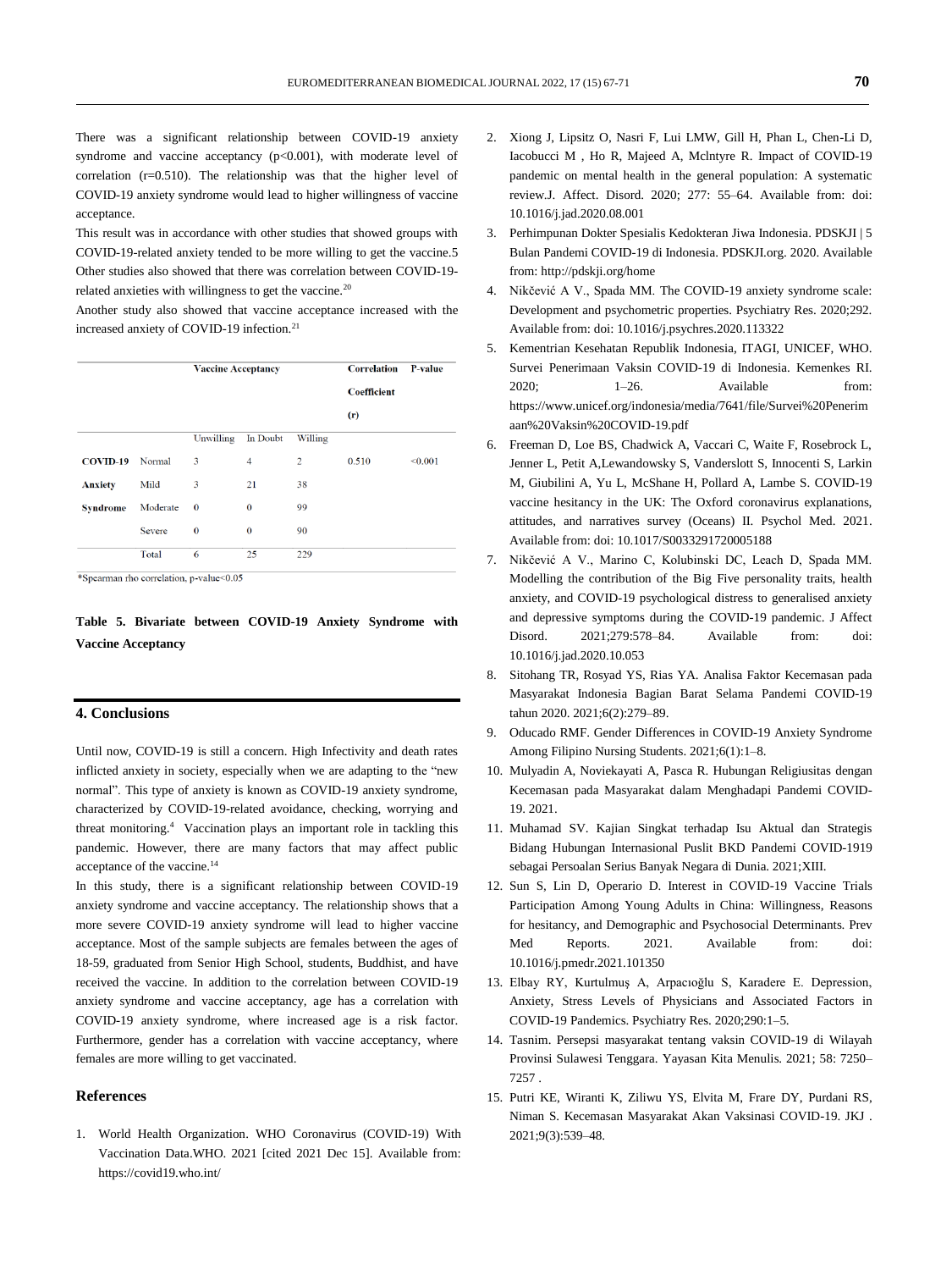There was a significant relationship between COVID-19 anxiety syndrome and vaccine acceptancy ($p<0.001$), with moderate level of correlation ($r=0.510$). The relationship was that the higher level of COVID-19 anxiety syndrome would lead to higher willingness of vaccine acceptance.

This result was in accordance with other studies that showed groups with COVID-19-related anxiety tended to be more willing to get the vaccine.5 Other studies also showed that there was correlation between COVID-19-related anxieties with willingness to get the vaccine.[20]

Another study also showed that vaccine acceptance increased with the increased anxiety of COVID-19 infection.[21]

| | | Vaccine Acceptancy | | | Correlation Coefficient (r) | P-value |
|---|---|---|---|---|---|---|
| | | Unwilling | In Doubt | Willing | | |
| **COVID-19 Anxiety Syndrome** | Normal | 3 | 4 | 2 | 0.510 | <0.001 |
| | Mild | 3 | 21 | 38 | | |
| | Moderate | 0 | 0 | 99 | | |
| | Severe | 0 | 0 | 90 | | |
| | Total | 6 | 25 | 229 | | |

*Spearman rho correlation, p-value<0.05

**Table 5. Bivariate between COVID-19 Anxiety Syndrome with Vaccine Acceptancy**

## 4. Conclusions

Until now, COVID-19 is still a concern. High Infectivity and death rates inflicted anxiety in society, especially when we are adapting to the "new normal". This type of anxiety is known as COVID-19 anxiety syndrome, characterized by COVID-19-related avoidance, checking, worrying and threat monitoring.[4] Vaccination plays an important role in tackling this pandemic. However, there are many factors that may affect public acceptance of the vaccine.[14]

In this study, there is a significant relationship between COVID-19 anxiety syndrome and vaccine acceptancy. The relationship shows that a more severe COVID-19 anxiety syndrome will lead to higher vaccine acceptance. Most of the sample subjects are females between the ages of 18-59, graduated from Senior High School, students, Buddhist, and have received the vaccine. In addition to the correlation between COVID-19 anxiety syndrome and vaccine acceptancy, age has a correlation with COVID-19 anxiety syndrome, where increased age is a risk factor. Furthermore, gender has a correlation with vaccine acceptancy, where females are more willing to get vaccinated.

## References

1. World Health Organization. WHO Coronavirus (COVID-19) With Vaccination Data.WHO. 2021 [cited 2021 Dec 15]. Available from: https://covid19.who.int/
2. Xiong J, Lipsitz O, Nasri F, Lui LMW, Gill H, Phan L, Chen-Li D, Iacobucci M , Ho R, Majeed A, Mclntyre R. Impact of COVID-19 pandemic on mental health in the general population: A systematic review.J. Affect. Disord. 2020; 277: 55–64. Available from: doi: 10.1016/j.jad.2020.08.001
3. Perhimpunan Dokter Spesialis Kedokteran Jiwa Indonesia. PDSKJI | 5 Bulan Pandemi COVID-19 di Indonesia. PDSKJI.org. 2020. Available from: http://pdskji.org/home
4. Nikčević A V., Spada MM. The COVID-19 anxiety syndrome scale: Development and psychometric properties. Psychiatry Res. 2020;292. Available from: doi: 10.1016/j.psychres.2020.113322
5. Kementrian Kesehatan Republik Indonesia, ITAGI, UNICEF, WHO. Survei Penerimaan Vaksin COVID-19 di Indonesia. Kemenkes RI. 2020; 1–26. Available from: https://www.unicef.org/indonesia/media/7641/file/Survei%20Penerimaan%20Vaksin%20COVID-19.pdf
6. Freeman D, Loe BS, Chadwick A, Vaccari C, Waite F, Rosebrock L, Jenner L, Petit A,Lewandowsky S, Vanderslott S, Innocenti S, Larkin M, Giubilini A, Yu L, McShane H, Pollard A, Lambe S. COVID-19 vaccine hesitancy in the UK: The Oxford coronavirus explanations, attitudes, and narratives survey (Oceans) II. Psychol Med. 2021. Available from: doi: 10.1017/S0033291720005188
7. Nikčević A V., Marino C, Kolubinski DC, Leach D, Spada MM. Modelling the contribution of the Big Five personality traits, health anxiety, and COVID-19 psychological distress to generalised anxiety and depressive symptoms during the COVID-19 pandemic. J Affect Disord. 2021;279:578–84. Available from: doi: 10.1016/j.jad.2020.10.053
8. Sitohang TR, Rosyad YS, Rias YA. Analisa Faktor Kecemasan pada Masyarakat Indonesia Bagian Barat Selama Pandemi COVID-19 tahun 2020. 2021;6(2):279–89.
9. Oducado RMF. Gender Differences in COVID-19 Anxiety Syndrome Among Filipino Nursing Students. 2021;6(1):1–8.
10. Mulyadin A, Noviekayati A, Pasca R. Hubungan Religiusitas dengan Kecemasan pada Masyarakat dalam Menghadapi Pandemi COVID-19. 2021.
11. Muhamad SV. Kajian Singkat terhadap Isu Aktual dan Strategis Bidang Hubungan Internasional Puslit BKD Pandemi COVID-1919 sebagai Persoalan Serius Banyak Negara di Dunia. 2021;XIII.
12. Sun S, Lin D, Operario D. Interest in COVID-19 Vaccine Trials Participation Among Young Adults in China: Willingness, Reasons for hesitancy, and Demographic and Psychosocial Determinants. Prev Med Reports. 2021. Available from: doi: 10.1016/j.pmedr.2021.101350
13. Elbay RY, Kurtulmuş A, Arpacıoğlu S, Karadere E. Depression, Anxiety, Stress Levels of Physicians and Associated Factors in COVID-19 Pandemics. Psychiatry Res. 2020;290:1–5.
14. Tasnim. Persepsi masyarakat tentang vaksin COVID-19 di Wilayah Provinsi Sulawesi Tenggara. Yayasan Kita Menulis. 2021; 58: 7250–7257 .
15. Putri KE, Wiranti K, Ziliwu YS, Elvita M, Frare DY, Purdani RS, Niman S. Kecemasan Masyarakat Akan Vaksinasi COVID-19. JKJ . 2021;9(3):539–48.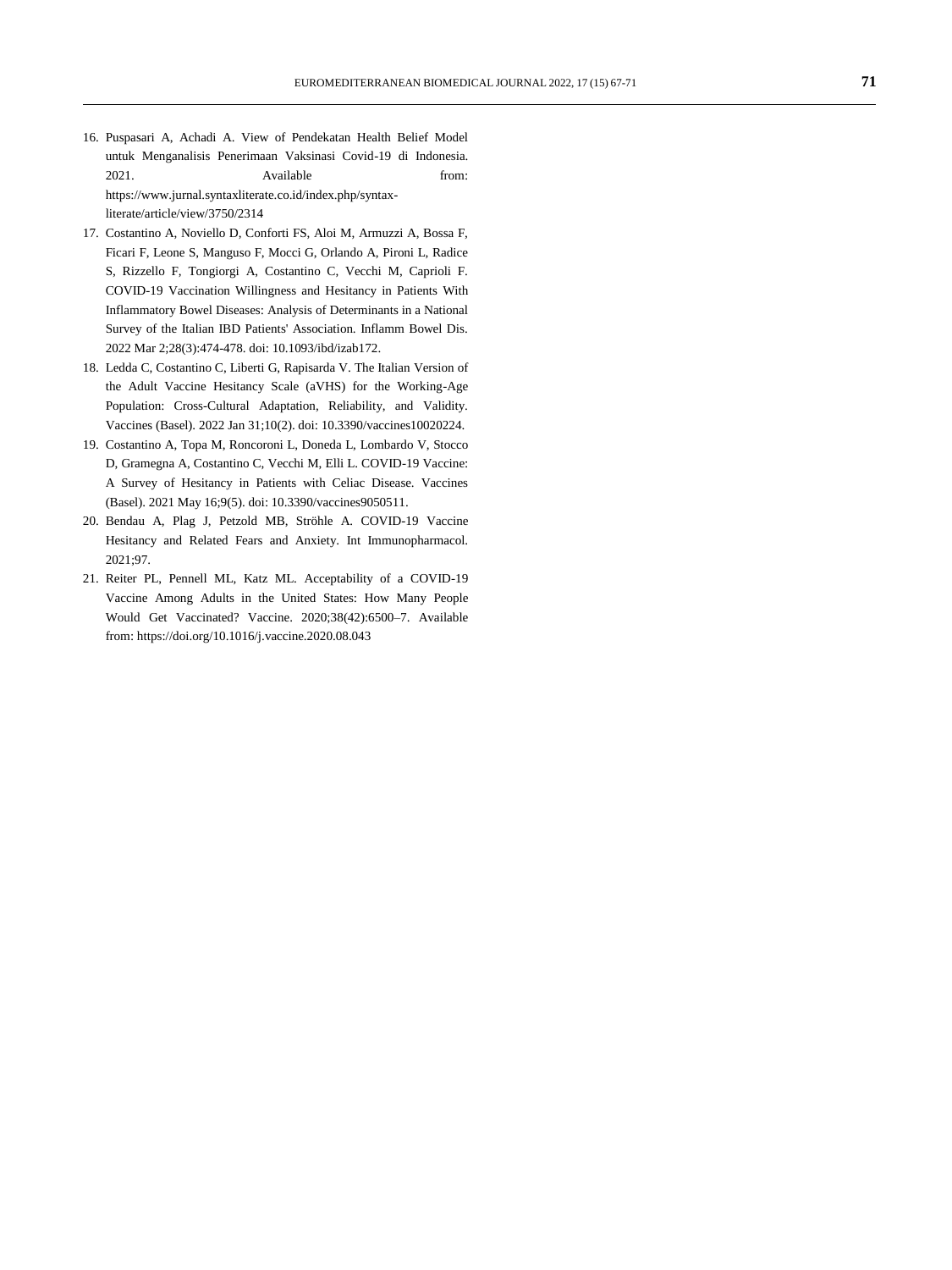16. Puspasari A, Achadi A. View of Pendekatan Health Belief Model untuk Menganalisis Penerimaan Vaksinasi Covid-19 di Indonesia. 2021. Available from: https://www.jurnal.syntaxliterate.co.id/index.php/syntax-literate/article/view/3750/2314
17. Costantino A, Noviello D, Conforti FS, Aloi M, Armuzzi A, Bossa F, Ficari F, Leone S, Manguso F, Mocci G, Orlando A, Pironi L, Radice S, Rizzello F, Tongiorgi A, Costantino C, Vecchi M, Caprioli F. COVID-19 Vaccination Willingness and Hesitancy in Patients With Inflammatory Bowel Diseases: Analysis of Determinants in a National Survey of the Italian IBD Patients' Association. Inflamm Bowel Dis. 2022 Mar 2;28(3):474-478. doi: 10.1093/ibd/izab172.
18. Ledda C, Costantino C, Liberti G, Rapisarda V. The Italian Version of the Adult Vaccine Hesitancy Scale (aVHS) for the Working-Age Population: Cross-Cultural Adaptation, Reliability, and Validity. Vaccines (Basel). 2022 Jan 31;10(2). doi: 10.3390/vaccines10020224.
19. Costantino A, Topa M, Roncoroni L, Doneda L, Lombardo V, Stocco D, Gramegna A, Costantino C, Vecchi M, Elli L. COVID-19 Vaccine: A Survey of Hesitancy in Patients with Celiac Disease. Vaccines (Basel). 2021 May 16;9(5). doi: 10.3390/vaccines9050511.
20. Bendau A, Plag J, Petzold MB, Ströhle A. COVID-19 Vaccine Hesitancy and Related Fears and Anxiety. Int Immunopharmacol. 2021;97.
21. Reiter PL, Pennell ML, Katz ML. Acceptability of a COVID-19 Vaccine Among Adults in the United States: How Many People Would Get Vaccinated? Vaccine. 2020;38(42):6500–7. Available from: https://doi.org/10.1016/j.vaccine.2020.08.043